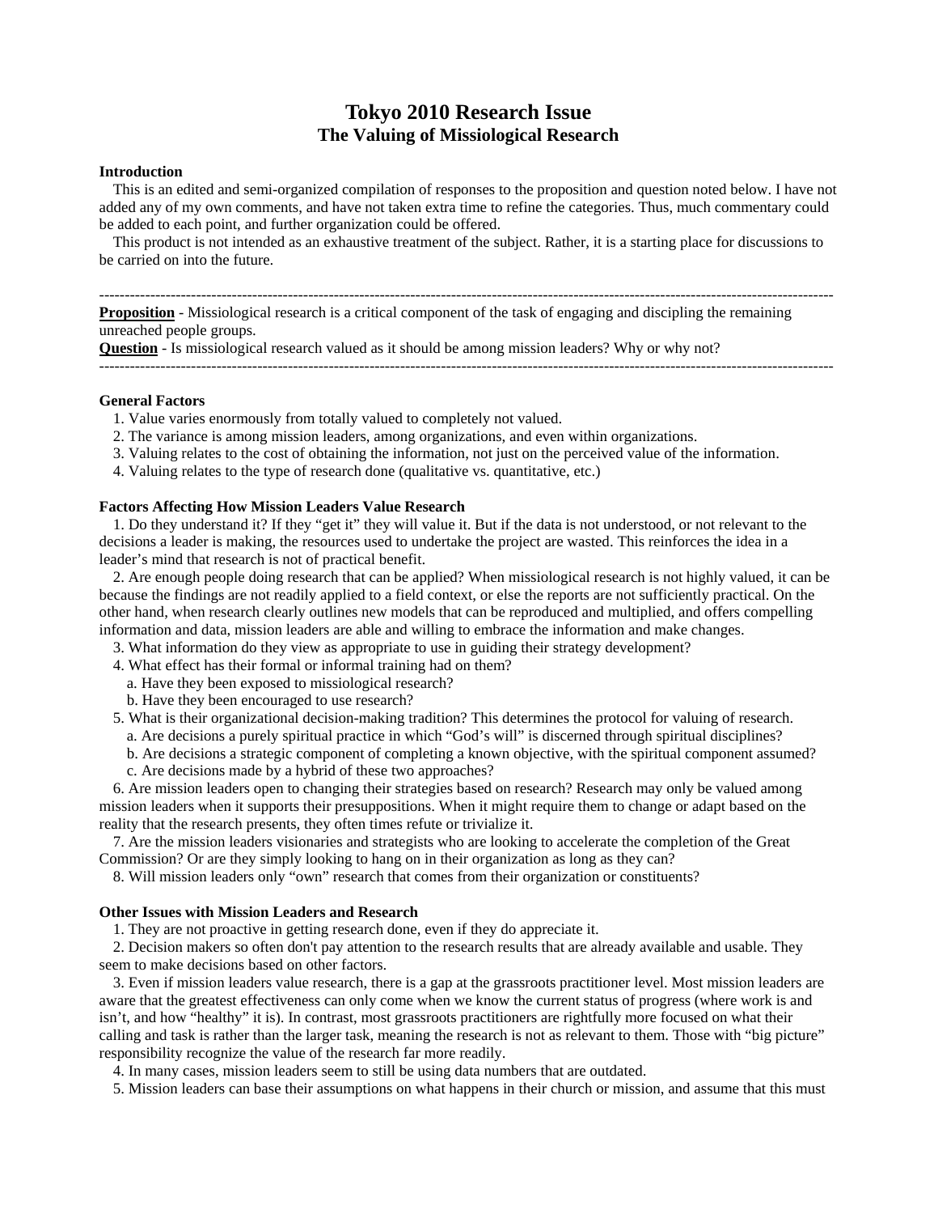# Tokyo 2010 Research Issue
## The Valuing of Missiological Research

**Introduction**

This is an edited and semi-organized compilation of responses to the proposition and question noted below. I have not added any of my own comments, and have not taken extra time to refine the categories. Thus, much commentary could be added to each point, and further organization could be offered.

This product is not intended as an exhaustive treatment of the subject. Rather, it is a starting place for discussions to be carried on into the future.

---

**Proposition** - Missiological research is a critical component of the task of engaging and discipling the remaining unreached people groups.

**Question** - Is missiological research valued as it should be among mission leaders? Why or why not?

---

**General Factors**

1. Value varies enormously from totally valued to completely not valued.
2. The variance is among mission leaders, among organizations, and even within organizations.
3. Valuing relates to the cost of obtaining the information, not just on the perceived value of the information.
4. Valuing relates to the type of research done (qualitative vs. quantitative, etc.)

**Factors Affecting How Mission Leaders Value Research**

1. Do they understand it? If they "get it" they will value it. But if the data is not understood, or not relevant to the decisions a leader is making, the resources used to undertake the project are wasted. This reinforces the idea in a leader's mind that research is not of practical benefit.
2. Are enough people doing research that can be applied? When missiological research is not highly valued, it can be because the findings are not readily applied to a field context, or else the reports are not sufficiently practical. On the other hand, when research clearly outlines new models that can be reproduced and multiplied, and offers compelling information and data, mission leaders are able and willing to embrace the information and make changes.
3. What information do they view as appropriate to use in guiding their strategy development?
4. What effect has their formal or informal training had on them?
   a. Have they been exposed to missiological research?
   b. Have they been encouraged to use research?
5. What is their organizational decision-making tradition? This determines the protocol for valuing of research.
   a. Are decisions a purely spiritual practice in which "God's will" is discerned through spiritual disciplines?
   b. Are decisions a strategic component of completing a known objective, with the spiritual component assumed?
   c. Are decisions made by a hybrid of these two approaches?
6. Are mission leaders open to changing their strategies based on research? Research may only be valued among mission leaders when it supports their presuppositions. When it might require them to change or adapt based on the reality that the research presents, they often times refute or trivialize it.
7. Are the mission leaders visionaries and strategists who are looking to accelerate the completion of the Great Commission? Or are they simply looking to hang on in their organization as long as they can?
8. Will mission leaders only "own" research that comes from their organization or constituents?

**Other Issues with Mission Leaders and Research**

1. They are not proactive in getting research done, even if they do appreciate it.
2. Decision makers so often don't pay attention to the research results that are already available and usable. They seem to make decisions based on other factors.
3. Even if mission leaders value research, there is a gap at the grassroots practitioner level. Most mission leaders are aware that the greatest effectiveness can only come when we know the current status of progress (where work is and isn't, and how "healthy" it is). In contrast, most grassroots practitioners are rightfully more focused on what their calling and task is rather than the larger task, meaning the research is not as relevant to them. Those with "big picture" responsibility recognize the value of the research far more readily.
4. In many cases, mission leaders seem to still be using data numbers that are outdated.
5. Mission leaders can base their assumptions on what happens in their church or mission, and assume that this must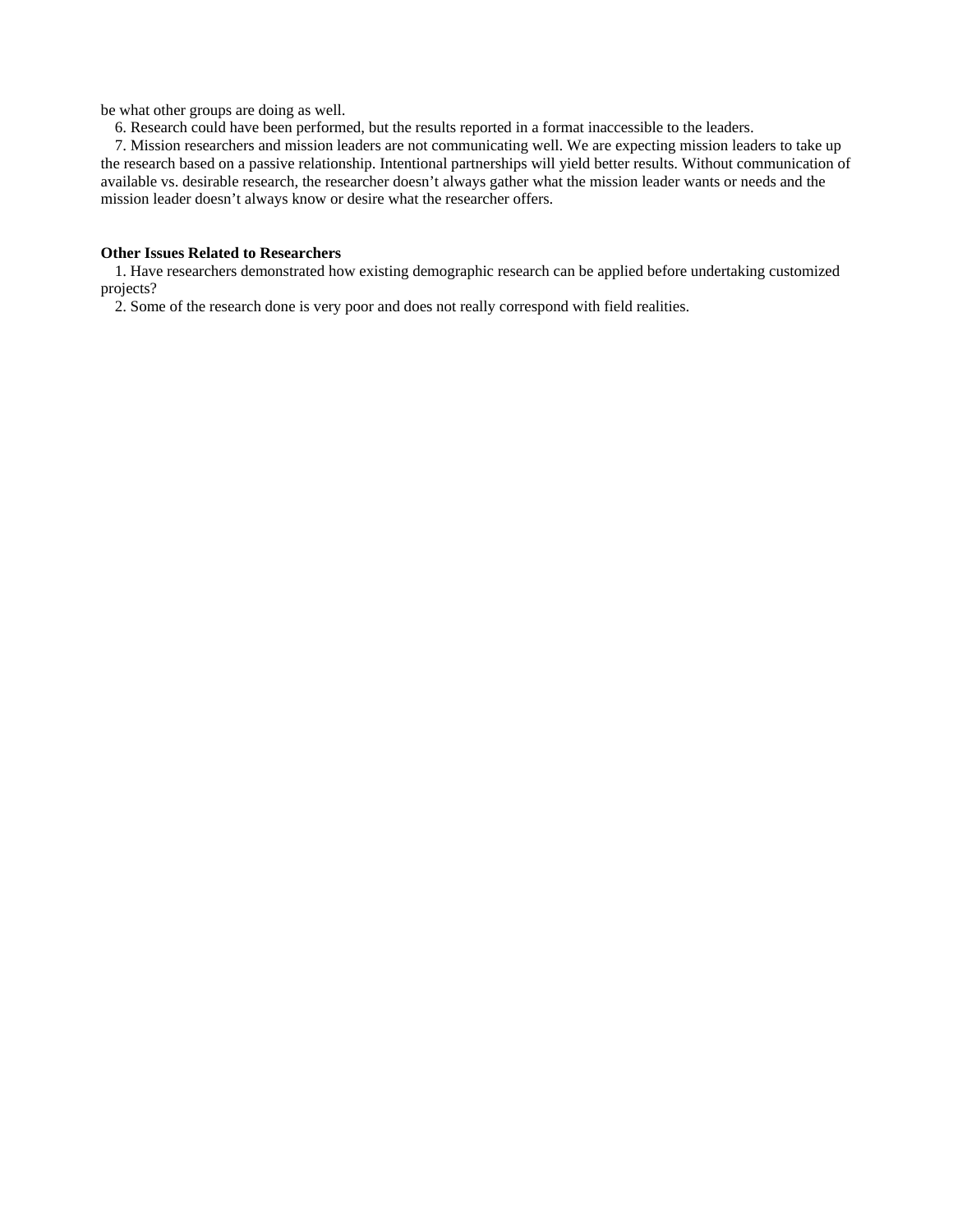be what other groups are doing as well.

6. Research could have been performed, but the results reported in a format inaccessible to the leaders.
7. Mission researchers and mission leaders are not communicating well. We are expecting mission leaders to take up the research based on a passive relationship. Intentional partnerships will yield better results. Without communication of available vs. desirable research, the researcher doesn't always gather what the mission leader wants or needs and the mission leader doesn't always know or desire what the researcher offers.

**Other Issues Related to Researchers**

1. Have researchers demonstrated how existing demographic research can be applied before undertaking customized projects?
2. Some of the research done is very poor and does not really correspond with field realities.